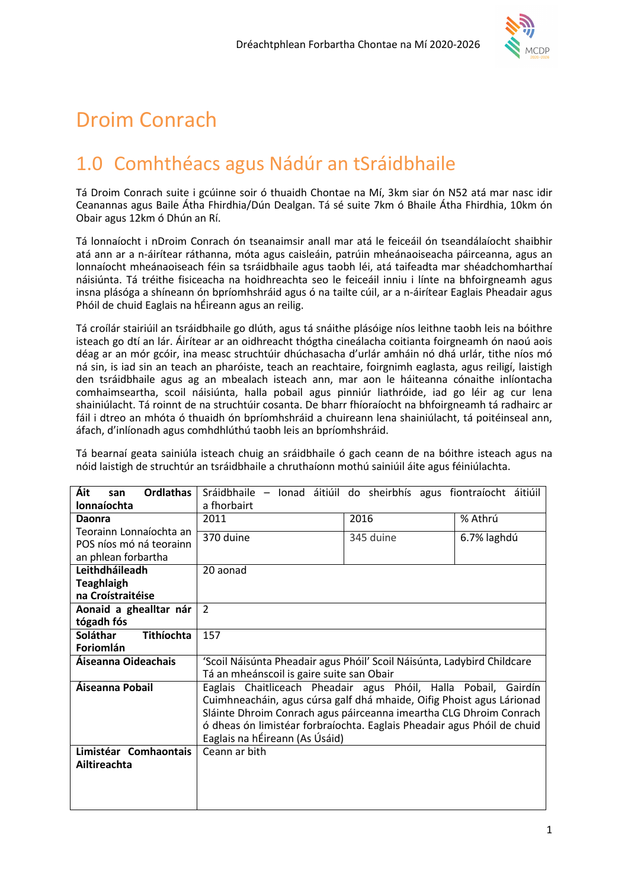# Droim Conrach

## 1.0 Comhthéacs agus Nádúr an tSráidbhaile

Tá Droim Conrach suite i gcúinne soir ó thuaidh Chontae na Mí, 3km siar ón N52 atá mar nasc idir Ceanannas agus Baile Átha Fhirdhia/Dún Dealgan. Tá sé suite 7km ó Bhaile Átha Fhirdhia, 10km ón Obair agus 12km ó Dhún an Rí.

Tá lonnaíocht i nDroim Conrach ón tseanaimsir anall mar atá le feiceáil ón tseandálaíocht shaibhir atá ann ar a n-áirítear ráthanna, móta agus caisleáin, patrúin mheánaoiseacha páirceanna, agus an lonnaíocht mheánaoiseach féin sa tsráidbhaile agus taobh léi, atá taifeadta mar shéadchomharthaí náisiúnta. Tá tréithe fisiceacha na hoidhreachta seo le feiceáil inniu i línte na bhfoirgneamh agus insna plásóga a shíneann ón bpríomhshráid agus ó na tailte cúil, ar a n-áirítear Eaglais Pheadair agus Phóil de chuid Eaglais na hÉireann agus an reilig.

Tá croílár stairiúil an tsráidbhaile go dlúth, agus tá snáithe plásóige níos leithne taobh leis na bóithre isteach go dtí an lár. Áirítear ar an oidhreacht thógtha cineálacha coitianta foirgneamh ón naoú aois déag ar an mór gcóir, ina measc struchtúir dhúchasacha d'urlár amháin nó dhá urlár, tithe níos mó ná sin, is iad sin an teach an pharóiste, teach an reachtaire, foirgnimh eaglasta, agus reiligí, laistigh den tsráidbhaile agus ag an mbealach isteach ann, mar aon le háiteanna cónaithe inlíontacha comhaimseartha, scoil náisiúnta, halla pobail agus pinniúr liathróide, iad go léir ag cur lena shainiúlacht. Tá roinnt de na struchtúir cosanta. De bharr fhíoraíocht na bhfoirgneamh tá radhairc ar fáil i dtreo an mhóta ó thuaidh ón bpríomhshráid a chuireann lena shainiúlacht, tá poitéinseal ann, áfach, d'inlíonadh agus comhdhlúthú taobh leis an bpríomhshráid.

Tá bearnaí geata sainiúla isteach chuig an sráidbhaile ó gach ceann de na bóithre isteach agus na nóid laistigh de struchtúr an tsráidbhaile a chruthaíonn mothú sainiúil áite agus féiniúlachta.

| **Áit san Ordlathas lonnaíochta** | Sráidbhaile – Ionad áitiúil do sheirbhís agus fiontraíocht áitiúil a fhorbairt | | |
|---|---|---|---|
| **Daonra** Teorainn Lonnaíochta an POS níos mó ná teorainn an phlean forbartha | 2011 | 2016 | % Athrú |
| | 370 duine | 345 duine | 6.7% laghdú |
| **Leithdháileadh Teaghlaigh na Croístraitéise** | 20 aonad | | |
| **Aonaid a ghealltar nár tógadh fós** | 2 | | |
| **Soláthar Tithíochta Foriomlán** | 157 | | |
| **Áiseanna Oideachais** | 'Scoil Náisúnta Pheadair agus Phóil' Scoil Náisúnta, Ladybird Childcare<br>Tá an mheánscoil is gaire suite san Obair | | |
| **Áiseanna Pobail** | Eaglais Chaitliceach Pheadair agus Phóil, Halla Pobail, Gairdín Cuimhneacháin, agus cúrsa galf dhá mhaide, Oifig Phoist agus Lárionad Sláinte Dhroim Conrach agus páirceanna imeartha CLG Dhroim Conrach ó dheas ón limistéar forbraíochta. Eaglais Pheadair agus Phóil de chuid Eaglais na hÉireann (As Úsáid) | | |
| **Limistéar Comhaontais Ailtireachta** | Ceann ar bith | | |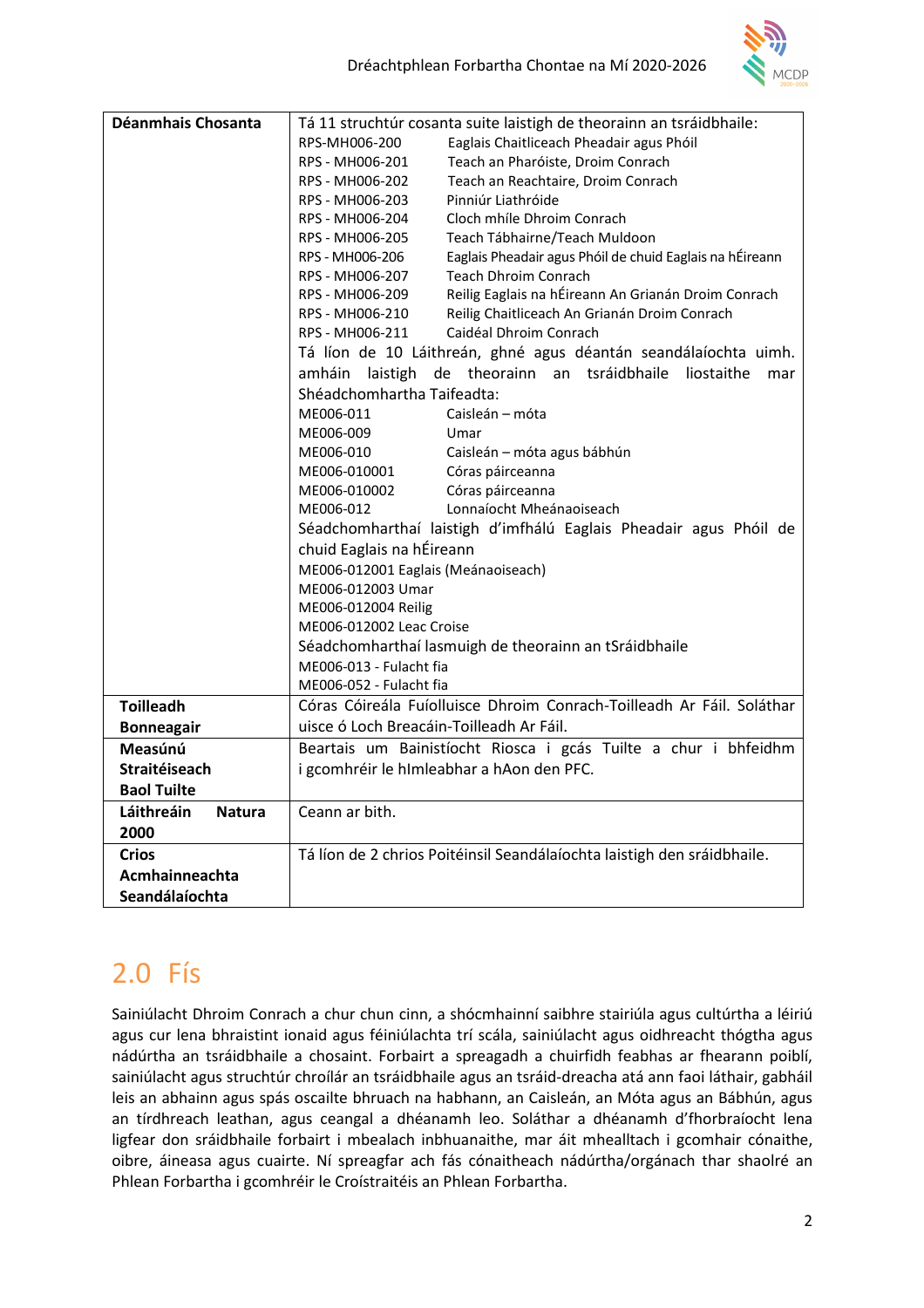| Déanmhais Chosanta | Tá 11 struchtúr cosanta suite laistigh de theorainn an tsráidbhaile:<br>RPS-MH006-200 Eaglais Chaitliceach Pheadair agus Phóil<br>RPS - MH006-201 Teach an Pharóiste, Droim Conrach<br>RPS - MH006-202 Teach an Reachtaire, Droim Conrach<br>RPS - MH006-203 Pinniúr Liathróide<br>RPS - MH006-204 Cloch mhíle Dhroim Conrach<br>RPS - MH006-205 Teach Tábhairne/Teach Muldoon<br>RPS - MH006-206 Eaglais Pheadair agus Phóil de chuid Eaglais na hÉireann<br>RPS - MH006-207 Teach Dhroim Conrach<br>RPS - MH006-209 Reilig Eaglais na hÉireann An Grianán Droim Conrach<br>RPS - MH006-210 Reilig Chaitliceach An Grianán Droim Conrach<br>RPS - MH006-211 Caidéal Dhroim Conrach<br>Tá líon de 10 Láithreán, ghné agus déantán seandálaíochta uimh. amháin laistigh de theorainn an tsráidbhaile liostaithe mar Shéadchomhartha Taifeadta:<br>ME006-011 Caisleán – móta<br>ME006-009 Umar<br>ME006-010 Caisleán – móta agus bábhún<br>ME006-010001 Córas páirceanna<br>ME006-010002 Córas páirceanna<br>ME006-012 Lonnaíocht Mheánaoiseach<br>Séadchomharthaí laistigh d'imfhálú Eaglais Pheadair agus Phóil de chuid Eaglais na hÉireann<br>ME006-012001 Eaglais (Meánaoiseach)<br>ME006-012003 Umar<br>ME006-012004 Reilig<br>ME006-012002 Leac Croise<br>Séadchomharthaí lasmuigh de theorainn an tSráidbhaile<br>ME006-013 - Fulacht fia<br>ME006-052 - Fulacht fia |
|---|---|
| **Toilleadh Bonneagair** | Córas Cóireála Fuíolluisce Dhroim Conrach-Toilleadh Ar Fáil. Soláthar uisce ó Loch Breacáin-Toilleadh Ar Fáil. |
| **Measúnú Straitéiseach Baol Tuilte** | Beartais um Bainistíocht Riosca i gcás Tuilte a chur i bhfeidhm i gcomhréir le hImleabhar a hAon den PFC. |
| **Láithreáin Natura 2000** | Ceann ar bith. |
| **Crios Acmhainneachta Seandálaíochta** | Tá líon de 2 chrios Poitéinsil Seandálaíochta laistigh den sráidbhaile. |

# 2.0 Fís

Sainiúlacht Dhroim Conrach a chur chun cinn, a shócmhainní saibhre stairiúla agus cultúrtha a léiriú agus cur lena bhraistint ionaid agus féiniúlachta trí scála, sainiúlacht agus oidhreacht thógtha agus nádúrtha an tsráidbhaile a chosaint. Forbairt a spreagadh a chuirfidh feabhas ar fhearann poiblí, sainiúlacht agus struchtúr chroílár an tsráidbhaile agus an tsráid-dreacha atá ann faoi láthair, gabháil leis an abhainn agus spás oscailte bhruach na habhann, an Caisleán, an Móta agus an Bábhún, agus an tírdhreach leathan, agus ceangal a dhéanamh leo. Soláthar a dhéanamh d'fhorbraíocht lena ligfear don sráidbhaile forbairt i mbealach inbhuanaithe, mar áit mhealltach i gcomhair cónaithe, oibre, áineasa agus cuairte. Ní spreagfar ach fás cónaitheach nádúrtha/orgánach thar shaolré an Phlean Forbartha i gcomhréir le Croístraitéis an Phlean Forbartha.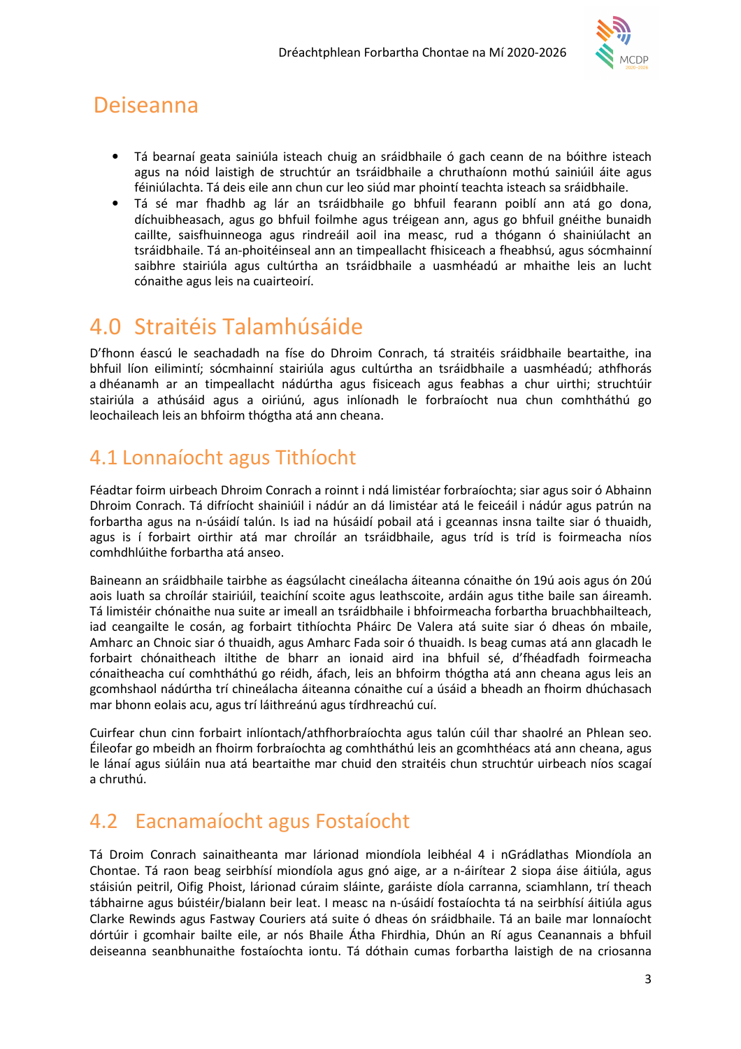## Deiseanna

- Tá bearnaí geata sainiúla isteach chuig an sráidbhaile ó gach ceann de na bóithre isteach agus na nóid laistigh de struchtúr an tsráidbhaile a chruthaíonn mothú sainiúil áite agus féiniúlachta. Tá deis eile ann chun cur leo siúd mar phointí teachta isteach sa sráidbhaile.
- Tá sé mar fhadhb ag lár an tsráidbhaile go bhfuil fearann poiblí ann atá go dona, díchuibheasach, agus go bhfuil foilmhe agus tréigean ann, agus go bhfuil gnéithe bunaidh caillte, saisfhuinneoga agus rindreáil aoil ina measc, rud a thógann ó shainiúlacht an tsráidbhaile. Tá an-phoitéinseal ann an timpeallacht fhisiceach a fheabhsú, agus sócmhainní saibhre stairiúla agus cultúrtha an tsráidbhaile a uasmhéadú ar mhaithe leis an lucht cónaithe agus leis na cuairteoirí.

# 4.0 Straitéis Talamhúsáide

D'fhonn éascú le seachadadh na físe do Dhroim Conrach, tá straitéis sráidbhaile beartaithe, ina bhfuil líon eilimintí; sócmhainní stairiúla agus cultúrtha an tsráidbhaile a uasmhéadú; athfhorás a dhéanamh ar an timpeallacht nádúrtha agus fisiceach agus feabhas a chur uirthi; struchtúir stairiúla a athúsáid agus a oiriúnú, agus inlíonadh le forbraíocht nua chun comhtháthú go leochaileach leis an bhfoirm thógtha atá ann cheana.

## 4.1 Lonnaíocht agus Tithíocht

Féadtar foirm uirbeach Dhroim Conrach a roinnt i ndá limistéar forbraíochta; siar agus soir ó Abhainn Dhroim Conrach. Tá difríocht shainiúil i nádúr an dá limistéar atá le feiceáil i nádúr agus patrún na forbartha agus na n-úsáidí talún. Is iad na húsáidí pobail atá i gceannas insna tailte siar ó thuaidh, agus is í forbairt oirthir atá mar chroílár an tsráidbhaile, agus tríd is tríd is foirmeacha níos comhdhlúithe forbartha atá anseo.

Baineann an sráidbhaile tairbhe as éagsúlacht cineálacha áiteanna cónaithe ón 19ú aois agus ón 20ú aois luath sa chroílár stairiúil, teachíní scoite agus leathscoite, ardáin agus tithe baile san áireamh. Tá limistéir chónaithe nua suite ar imeall an tsráidbhaile i bhfoirmeacha forbartha bruachbhailteach, iad ceangailte le cosán, ag forbairt tithíochta Pháirc De Valera atá suite siar ó dheas ón mbaile, Amharc an Chnoic siar ó thuaidh, agus Amharc Fada soir ó thuaidh. Is beag cumas atá ann glacadh le forbairt chónaitheach iltithe de bharr an ionaid aird ina bhfuil sé, d'fhéadfadh foirmeacha cónaitheacha cuí comhtháthú go réidh, áfach, leis an bhfoirm thógtha atá ann cheana agus leis an gcomhshaol nádúrtha trí chineálacha áiteanna cónaithe cuí a úsáid a bheadh an fhoirm dhúchasach mar bhonn eolais acu, agus trí láithreánú agus tírdhreachú cuí.

Cuirfear chun cinn forbairt inlíontach/athfhorbraíochta agus talún cúil thar shaolré an Phlean seo. Éileofar go mbeidh an fhoirm forbraíochta ag comhtháthú leis an gcomhthéacs atá ann cheana, agus le lánaí agus siúláin nua atá beartaithe mar chuid den straitéis chun struchtúr uirbeach níos scagaí a chruthú.

## 4.2 Eacnamaíocht agus Fostaíocht

Tá Droim Conrach sainaitheanta mar lárionad miondíola leibhéal 4 i nGrádlathas Miondíola an Chontae. Tá raon beag seirbhísí miondíola agus gnó aige, ar a n-áirítear 2 siopa áise áitiúla, agus stáisiún peitril, Oifig Phoist, lárionad cúraim sláinte, garáiste díola carranna, sciamhlann, trí theach tábhairne agus búistéir/bialann beir leat. I measc na n-úsáidí fostaíochta tá na seirbhísí áitiúla agus Clarke Rewinds agus Fastway Couriers atá suite ó dheas ón sráidbhaile. Tá an baile mar lonnaíocht dórtúir i gcomhair bailte eile, ar nós Bhaile Átha Fhirdhia, Dhún an Rí agus Ceanannais a bhfuil deiseanna seanbhunaithe fostaíochta iontu. Tá dóthain cumas forbartha laistigh de na criosanna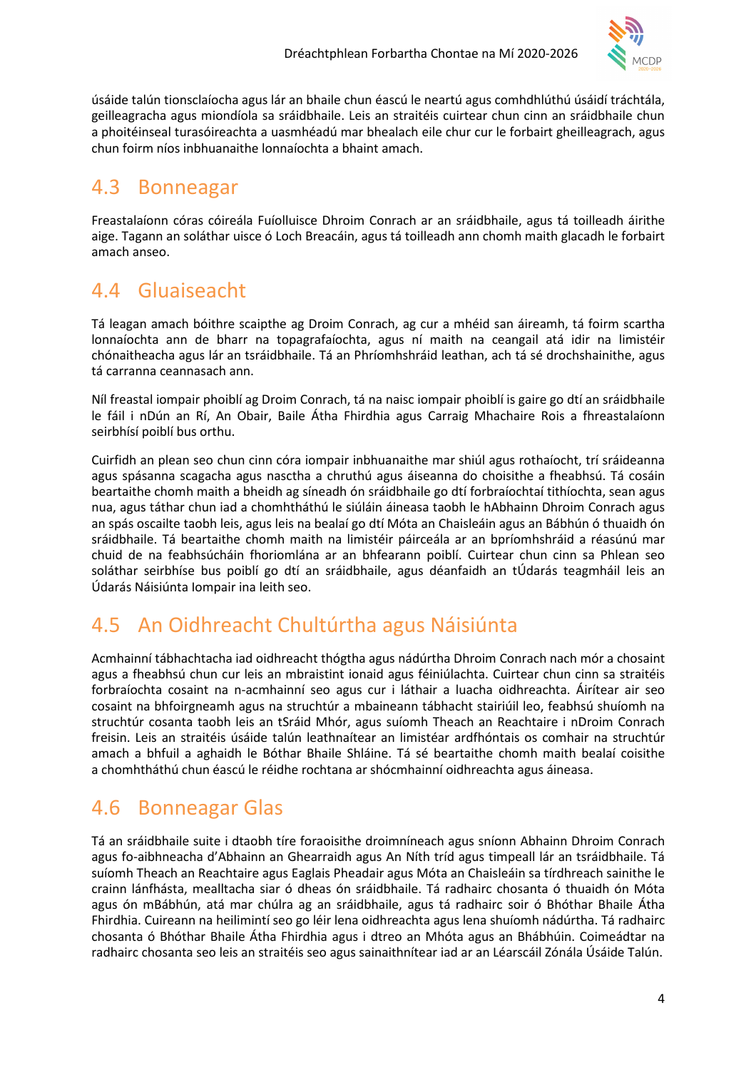úsáide talún tionsclaíocha agus lár an bhaile chun éascú le neartú agus comhdhlúthú úsáidí tráchtála, geilleagracha agus miondíola sa sráidbhaile. Leis an straitéis cuirtear chun cinn an sráidbhaile chun a phoitéinseal turasóireachta a uasmhéadú mar bhealach eile chur cur le forbairt gheilleagrach, agus chun foirm níos inbhuanaithe lonnaíochta a bhaint amach.

## 4.3 Bonneagar

Freastalaíonn córas cóireála Fuíolluisce Dhroim Conrach ar an sráidbhaile, agus tá toilleadh áirithe aige. Tagann an soláthar uisce ó Loch Breacáin, agus tá toilleadh ann chomh maith glacadh le forbairt amach anseo.

## 4.4 Gluaiseacht

Tá leagan amach bóithre scaipthe ag Droim Conrach, ag cur a mhéid san áireamh, tá foirm scartha lonnaíochta ann de bharr na topagrafaíochta, agus ní maith na ceangail atá idir na limistéir chónaitheacha agus lár an tsráidbhaile. Tá an Phríomhshráid leathan, ach tá sé drochshainithe, agus tá carranna ceannasach ann.

Níl freastal iompair phoiblí ag Droim Conrach, tá na naisc iompair phoiblí is gaire go dtí an sráidbhaile le fáil i nDún an Rí, An Obair, Baile Átha Fhirdhia agus Carraig Mhachaire Rois a fhreastalaíonn seirbhísí poiblí bus orthu.

Cuirfidh an plean seo chun cinn córa iompair inbhuanaithe mar shiúl agus rothaíocht, trí sráideanna agus spásanna scagacha agus nasctha a chruthú agus áiseanna do choisithe a fheabhsú. Tá cosáin beartaithe chomh maith a bheidh ag síneadh ón sráidbhaile go dtí forbraíochtaí tithíochta, sean agus nua, agus táthar chun iad a chomhtháthú le siúláin áineasa taobh le hAbhainn Dhroim Conrach agus an spás oscailte taobh leis, agus leis na bealaí go dtí Móta an Chaisleáin agus an Bábhún ó thuaidh ón sráidbhaile. Tá beartaithe chomh maith na limistéir páirceála ar an bpríomhshráid a réasúnú mar chuid de na feabhsúcháin fhoriomlána ar an bhfearann poiblí. Cuirtear chun cinn sa Phlean seo soláthar seirbhíse bus poiblí go dtí an sráidbhaile, agus déanfaidh an tÚdarás teagmháil leis an Údarás Náisiúnta Iompair ina leith seo.

## 4.5 An Oidhreacht Chultúrtha agus Náisiúnta

Acmhainní tábhachtacha iad oidhreacht thógtha agus nádúrtha Dhroim Conrach nach mór a chosaint agus a fheabhsú chun cur leis an mbraistint ionaid agus féiniúlachta. Cuirtear chun cinn sa straitéis forbraíochta cosaint na n-acmhainní seo agus cur i láthair a luacha oidhreachta. Áirítear air seo cosaint na bhfoirgneamh agus na struchtúr a mbaineann tábhacht stairiúil leo, feabhsú shuíomh na struchtúr cosanta taobh leis an tSráid Mhór, agus suíomh Theach an Reachtaire i nDroim Conrach freisin. Leis an straitéis úsáide talún leathnaítear an limistéar ardfhóntais os comhair na struchtúr amach a bhfuil a aghaidh le Bóthar Bhaile Shláine. Tá sé beartaithe chomh maith bealaí coisithe a chomhtháthú chun éascú le réidhe rochtana ar shócmhainní oidhreachta agus áineasa.

## 4.6 Bonneagar Glas

Tá an sráidbhaile suite i dtaobh tíre foraoisithe droimníneach agus sníonn Abhainn Dhroim Conrach agus fo-aibhneacha d'Abhainn an Ghearraidh agus An Níth tríd agus timpeall lár an tsráidbhaile. Tá suíomh Theach an Reachtaire agus Eaglais Pheadair agus Móta an Chaisleáin sa tírdhreach sainithe le crainn lánfhásta, mealltacha siar ó dheas ón sráidbhaile. Tá radhairc chosanta ó thuaidh ón Móta agus ón mBábhún, atá mar chúlra ag an sráidbhaile, agus tá radhairc soir ó Bhóthar Bhaile Átha Fhirdhia. Cuireann na heilimintí seo go léir lena oidhreachta agus lena shuíomh nádúrtha. Tá radhairc chosanta ó Bhóthar Bhaile Átha Fhirdhia agus i dtreo an Mhóta agus an Bhábhúin. Coimeádtar na radhairc chosanta seo leis an straitéis seo agus sainaithnítear iad ar an Léarscáil Zónála Úsáide Talún.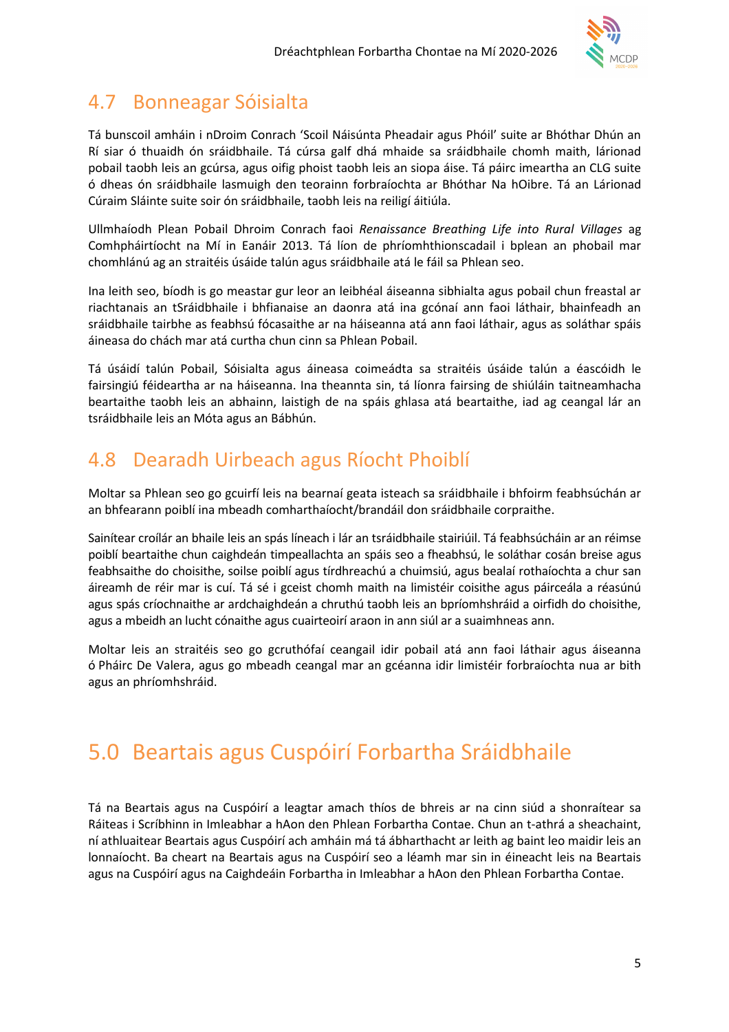## 4.7 Bonneagar Sóisialta

Tá bunscoil amháin i nDroim Conrach 'Scoil Náisúnta Pheadair agus Phóil' suite ar Bhóthar Dhún an Rí siar ó thuaidh ón sráidbhaile. Tá cúrsa galf dhá mhaide sa sráidbhaile chomh maith, lárionad pobail taobh leis an gcúrsa, agus oifig phoist taobh leis an siopa áise. Tá páirc imeartha an CLG suite ó dheas ón sráidbhaile lasmuigh den teorainn forbraíochta ar Bhóthar Na hOibre. Tá an Lárionad Cúraim Sláinte suite soir ón sráidbhaile, taobh leis na reiligí áitiúla.

Ullmhaíodh Plean Pobail Dhroim Conrach faoi *Renaissance Breathing Life into Rural Villages* ag Comhpháirtíocht na Mí in Eanáir 2013. Tá líon de phríomhthionscadail i bplean an phobail mar chomhlánú ag an straitéis úsáide talún agus sráidbhaile atá le fáil sa Phlean seo.

Ina leith seo, bíodh is go meastar gur leor an leibhéal áiseanna sibhialta agus pobail chun freastal ar riachtanais an tSráidbhaile i bhfianaise an daonra atá ina gcónaí ann faoi láthair, bhainfeadh an sráidbhaile tairbhe as feabhsú fócasaithe ar na háiseanna atá ann faoi láthair, agus as soláthar spáis áineasa do chách mar atá curtha chun cinn sa Phlean Pobail.

Tá úsáidí talún Pobail, Sóisialta agus áineasa coimeádta sa straitéis úsáide talún a éascóidh le fairsingiú féideartha ar na háiseanna. Ina theannta sin, tá líonra fairsing de shiúláin taitneamhacha beartaithe taobh leis an abhainn, laistigh de na spáis ghlasa atá beartaithe, iad ag ceangal lár an tsráidbhaile leis an Móta agus an Bábhún.

## 4.8 Dearadh Uirbeach agus Ríocht Phoiblí

Moltar sa Phlean seo go gcuirfí leis na bearnaí geata isteach sa sráidbhaile i bhfoirm feabhsúchán ar an bhfearann poiblí ina mbeadh comharthaíocht/brandáil don sráidbhaile corpraithe.

Sainítear croílár an bhaile leis an spás líneach i lár an tsráidbhaile stairiúil. Tá feabhsúcháin ar an réimse poiblí beartaithe chun caighdeán timpeallachta an spáis seo a fheabhsú, le soláthar cosán breise agus feabhsaithe do choisithe, soilse poiblí agus tírdhreachú a chuimsiú, agus bealaí rothaíochta a chur san áireamh de réir mar is cuí. Tá sé i gceist chomh maith na limistéir coisithe agus páirceála a réasúnú agus spás críochnaithe ar ardchaighdeán a chruthú taobh leis an bpríomhshráid a oirfidh do choisithe, agus a mbeidh an lucht cónaithe agus cuairteoirí araon in ann siúl ar a suaimhneas ann.

Moltar leis an straitéis seo go gcruthófaí ceangail idir pobail atá ann faoi láthair agus áiseanna ó Pháirc De Valera, agus go mbeadh ceangal mar an gcéanna idir limistéir forbraíochta nua ar bith agus an phríomhshráid.

# 5.0 Beartais agus Cuspóirí Forbartha Sráidbhaile

Tá na Beartais agus na Cuspóirí a leagtar amach thíos de bhreis ar na cinn siúd a shonraítear sa Ráiteas i Scríbhinn in Imleabhar a hAon den Phlean Forbartha Contae. Chun an t-athrá a sheachaint, ní athluaitear Beartais agus Cuspóirí ach amháin má tá ábharthacht ar leith ag baint leo maidir leis an lonnaíocht. Ba cheart na Beartais agus na Cuspóirí seo a léamh mar sin in éineacht leis na Beartais agus na Cuspóirí agus na Caighdeáin Forbartha in Imleabhar a hAon den Phlean Forbartha Contae.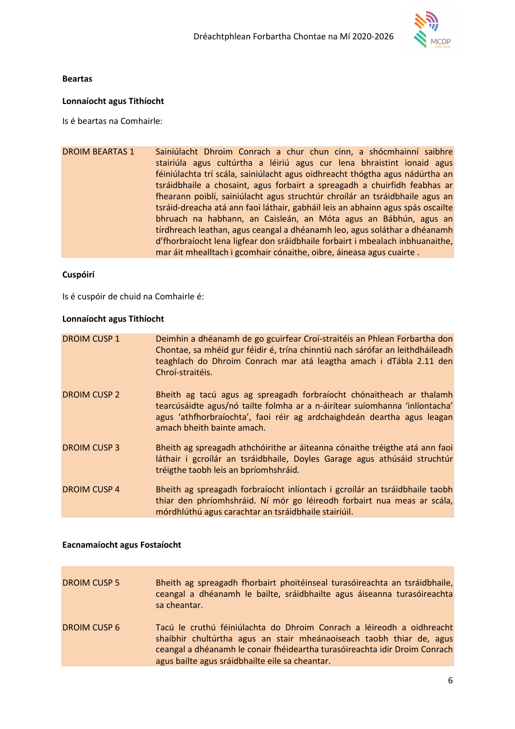**Beartas**

**Lonnaíocht agus Tithíocht**

Is é beartas na Comhairle:

| | |
|---|---|
| DROIM BEARTAS 1 | Sainiúlacht Dhroim Conrach a chur chun cinn, a shócmhainní saibhre stairiúla agus cultúrtha a léiriú agus cur lena bhraistint ionaid agus féiniúlachta trí scála, sainiúlacht agus oidhreacht thógtha agus nádúrtha an tsráidbhaile a chosaint, agus forbairt a spreagadh a chuirfidh feabhas ar fhearann poiblí, sainiúlacht agus struchtúr chroílár an tsráidbhaile agus an tsráid-dreacha atá ann faoi láthair, gabháil leis an abhainn agus spás oscailte bhruach na habhann, an Caisleán, an Móta agus an Bábhún, agus an tírdhreach leathan, agus ceangal a dhéanamh leo, agus soláthar a dhéanamh d'fhorbraíocht lena ligfear don sráidbhaile forbairt i mbealach inbhuanaithe, mar áit mhealltach i gcomhair cónaithe, oibre, áineasa agus cuairte . |

**Cuspóirí**

Is é cuspóir de chuid na Comhairle é:

**Lonnaíocht agus Tithíocht**

| | |
|---|---|
| DROIM CUSP 1 | Deimhin a dhéanamh de go gcuirfear Croí-straitéis an Phlean Forbartha don Chontae, sa mhéid gur féidir é, trína chinntiú nach sárófar an leithdháileadh teaghlach do Dhroim Conrach mar atá leagtha amach i dTábla 2.11 den Chroí-straitéis. |
| DROIM CUSP 2 | Bheith ag tacú agus ag spreagadh forbraíocht chónaitheach ar thalamh tearcúsáidte agus/nó tailte folmha ar a n-áirítear suíomhanna 'inlíontacha' agus 'athfhorbraíochta', faoi réir ag ardchaighdeán deartha agus leagan amach bheith bainte amach. |
| DROIM CUSP 3 | Bheith ag spreagadh athchóirithe ar áiteanna cónaithe tréigthe atá ann faoi láthair i gcroílár an tsráidbhaile, Doyles Garage agus athúsáid struchtúr tréigthe taobh leis an bpríomhshráid. |
| DROIM CUSP 4 | Bheith ag spreagadh forbraíocht inlíontach i gcroílár an tsráidbhaile taobh thiar den phríomhshráid. Ní mór go léireodh forbairt nua meas ar scála, mórdhlúthú agus carachtar an tsráidbhaile stairiúil. |

**Eacnamaíocht agus Fostaíocht**

| | |
|---|---|
| DROIM CUSP 5 | Bheith ag spreagadh fhorbairt phoitéinseal turasóireachta an tsráidbhaile, ceangal a dhéanamh le bailte, sráidbhailte agus áiseanna turasóireachta sa cheantar. |
| DROIM CUSP 6 | Tacú le cruthú féiniúlachta do Dhroim Conrach a léireodh a oidhreacht shaibhir chultúrtha agus an stair mheánaoiseach taobh thiar de, agus ceangal a dhéanamh le conair fhéideartha turasóireachta idir Droim Conrach agus bailte agus sráidbhailte eile sa cheantar. |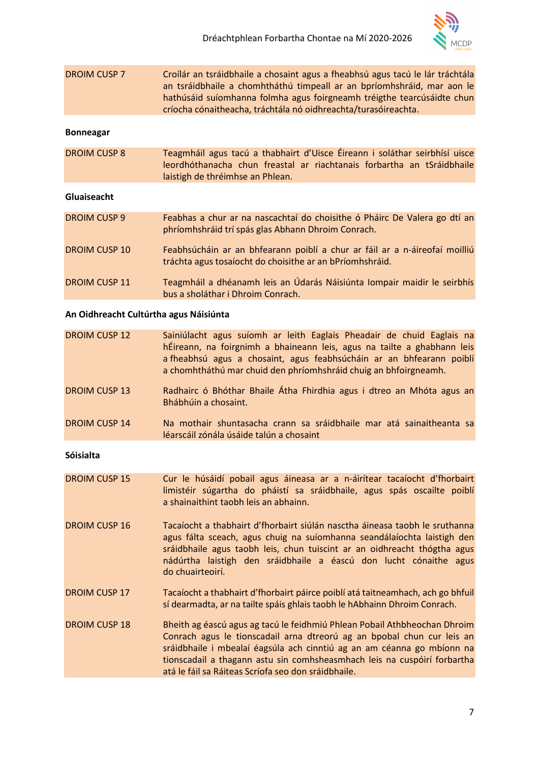| | |
|---|---|
| DROIM CUSP 7 | Croílár an tsráidbhaile a chosaint agus a fheabhsú agus tacú le lár tráchtála an tsráidbhaile a chomhtháthú timpeall ar an bpríomhshráid, mar aon le hathúsáid suíomhanna folmha agus foirgneamh tréigthe tearcúsáidte chun críocha cónaitheacha, tráchtála nó oidhreachta/turasóireachta. |

**Bonneagar**

| | |
|---|---|
| DROIM CUSP 8 | Teagmháil agus tacú a thabhairt d'Uisce Éireann i soláthar seirbhísí uisce leordhóthanacha chun freastal ar riachtanais forbartha an tSráidbhaile laistigh de thréimhse an Phlean. |

**Gluaiseacht**

| | |
|---|---|
| DROIM CUSP 9 | Feabhas a chur ar na nascachtaí do choisithe ó Pháirc De Valera go dtí an phríomhshráid trí spás glas Abhann Dhroim Conrach. |
| DROIM CUSP 10 | Feabhsúcháin ar an bhfearann poiblí a chur ar fáil ar a n-áireofaí moilliú tráchta agus tosaíocht do choisithe ar an bPríomhshráid. |
| DROIM CUSP 11 | Teagmháil a dhéanamh leis an Údarás Náisiúnta Iompair maidir le seirbhís bus a sholáthar i Dhroim Conrach. |

**An Oidhreacht Cultúrtha agus Náisiúnta**

| | |
|---|---|
| DROIM CUSP 12 | Sainiúlacht agus suíomh ar leith Eaglais Pheadair de chuid Eaglais na hÉireann, na foirgnimh a bhaineann leis, agus na tailte a ghabhann leis a fheabhsú agus a chosaint, agus feabhsúcháin ar an bhfearann poiblí a chomhtháthú mar chuid den phríomhshráid chuig an bhfoirgneamh. |
| DROIM CUSP 13 | Radhairc ó Bhóthar Bhaile Átha Fhirdhia agus i dtreo an Mhóta agus an Bhábhúin a chosaint. |
| DROIM CUSP 14 | Na mothair shuntasacha crann sa sráidbhaile mar atá sainaitheanta sa léarscáil zónála úsáide talún a chosaint |

**Sóisialta**

| | |
|---|---|
| DROIM CUSP 15 | Cur le húsáidí pobail agus áineasa ar a n-áirítear tacaíocht d'fhorbairt limistéir súgartha do pháistí sa sráidbhaile, agus spás oscailte poiblí a shainaithint taobh leis an abhainn. |
| DROIM CUSP 16 | Tacaíocht a thabhairt d'fhorbairt siúlán nasctha áineasa taobh le sruthanna agus fálta sceach, agus chuig na suíomhanna seandálaíochta laistigh den sráidbhaile agus taobh leis, chun tuiscint ar an oidhreacht thógtha agus nádúrtha laistigh den sráidbhaile a éascú don lucht cónaithe agus do chuairteoirí. |
| DROIM CUSP 17 | Tacaíocht a thabhairt d'fhorbairt páirce poiblí atá taitneamhach, ach go bhfuil sí dearmadta, ar na tailte spáis ghlais taobh le hAbhainn Dhroim Conrach. |
| DROIM CUSP 18 | Bheith ag éascú agus ag tacú le feidhmiú Phlean Pobail Athbheochan Dhroim Conrach agus le tionscadail arna dtreorú ag an bpobal chun cur leis an sráidbhaile i mbealaí éagsúla ach cinntiú ag an am céanna go mbíonn na tionscadail a thagann astu sin comhsheasmhach leis na cuspóirí forbartha atá le fáil sa Ráiteas Scríofa seo don sráidbhaile. |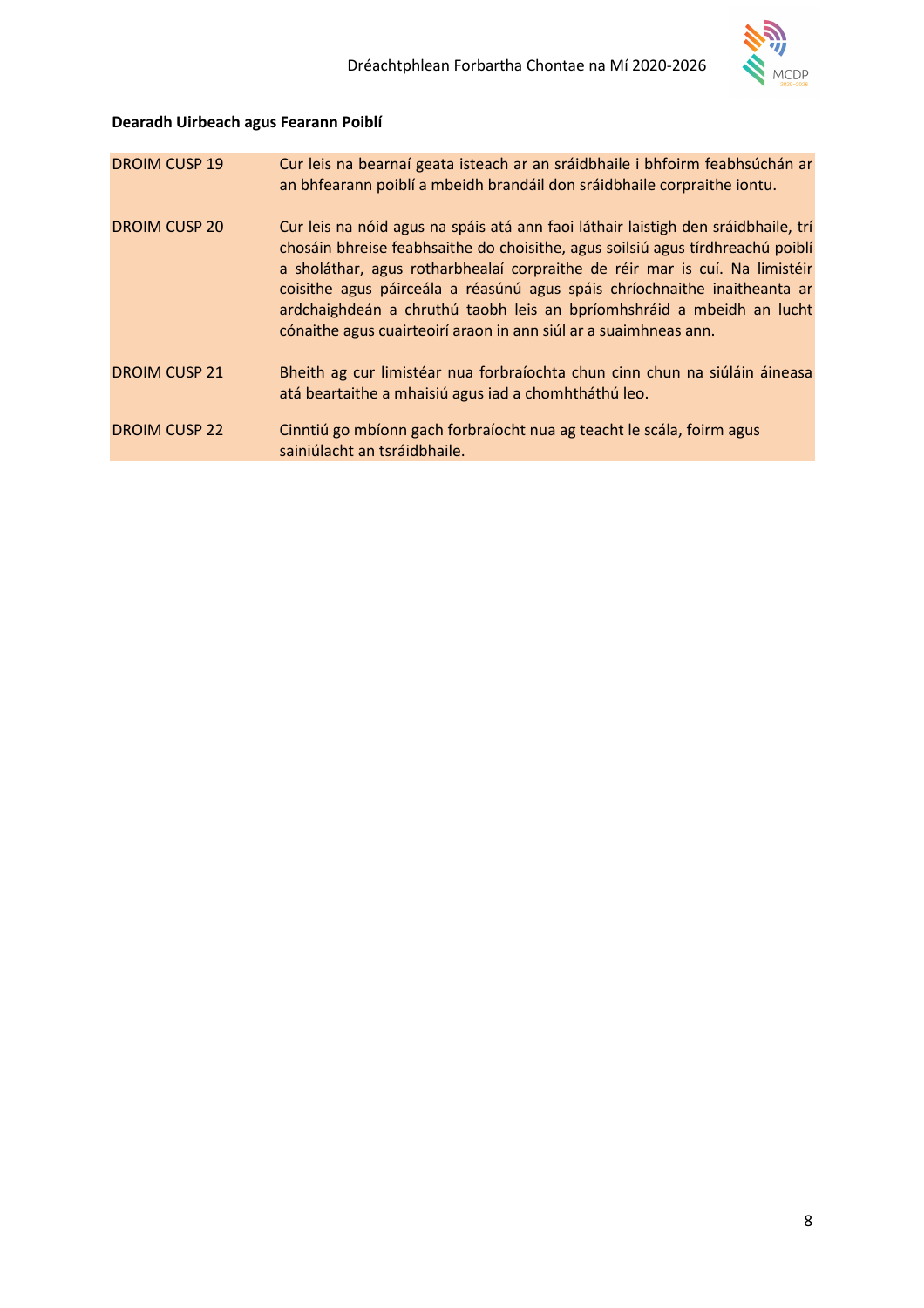**Dearadh Uirbeach agus Fearann Poiblí**

| | |
|---|---|
| DROIM CUSP 19 | Cur leis na bearnaí geata isteach ar an sráidbhaile i bhfoirm feabhsúchán ar an bhfearann poiblí a mbeidh brandáil don sráidbhaile corpraithe iontu. |
| DROIM CUSP 20 | Cur leis na nóid agus na spáis atá ann faoi láthair laistigh den sráidbhaile, trí chosáin bhreise feabhsaithe do choisithe, agus soilsiú agus tírdhreachú poiblí a sholáthar, agus rotharbhealaí corpraithe de réir mar is cuí. Na limistéir coisithe agus páirceála a réasúnú agus spáis chríochnaithe inaitheanta ar ardchaighdeán a chruthú taobh leis an bpríomhshráid a mbeidh an lucht cónaithe agus cuairteoirí araon in ann siúl ar a suaimhneas ann. |
| DROIM CUSP 21 | Bheith ag cur limistéar nua forbraíochta chun cinn chun na siúláin áineasa atá beartaithe a mhaisiú agus iad a chomhtháthú leo. |
| DROIM CUSP 22 | Cinntiú go mbíonn gach forbraíocht nua ag teacht le scála, foirm agus sainiúlacht an tsráidbhaile. |